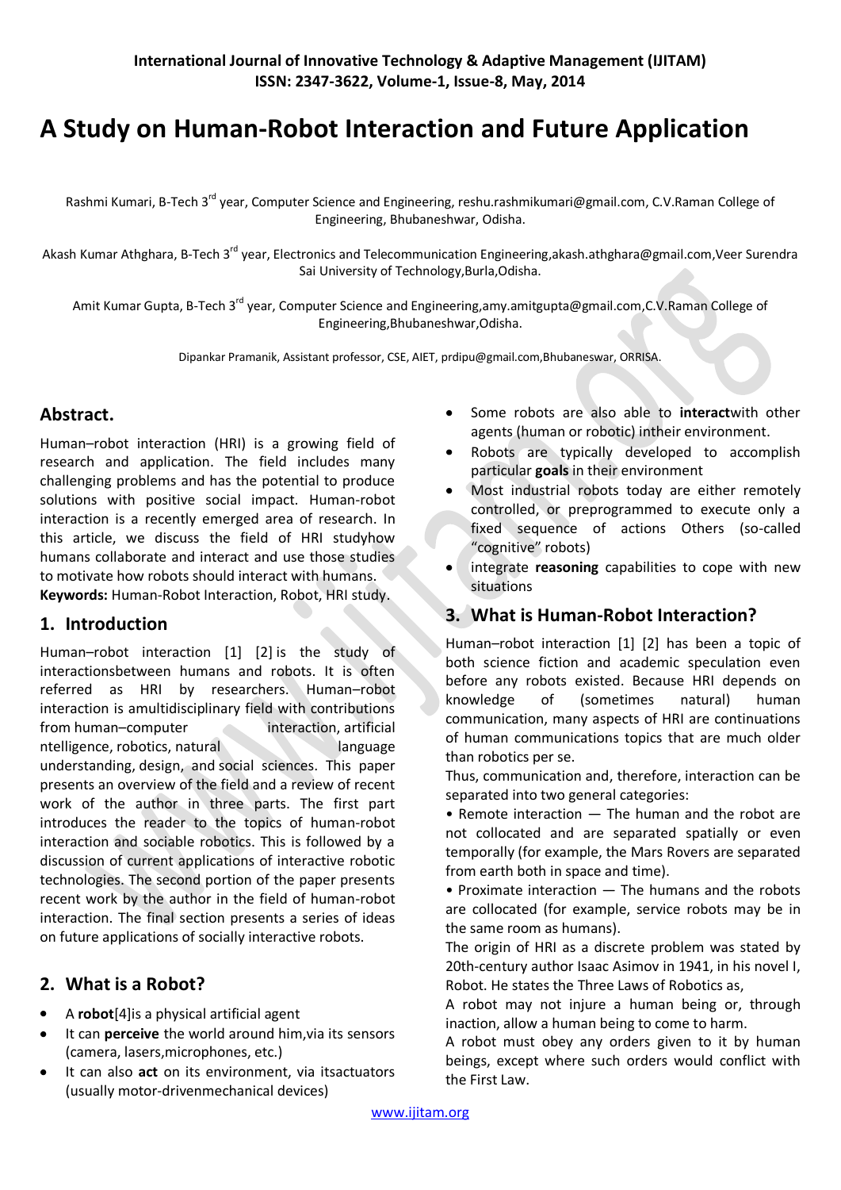# A Study on Human-Robot Interaction and Future Application

Rashmi Kumari, B-Tech 3rd year, Computer Science and Engineering, reshu.rashmikumari@gmail.com, C.V.Raman College of Engineering, Bhubaneshwar, Odisha.

Akash Kumar Athghara, B-Tech 3rd year, Electronics and Telecommunication Engineering,akash.athghara@gmail.com,Veer Surendra Sai University of Technology,Burla,Odisha.

Amit Kumar Gupta, B-Tech 3rd year, Computer Science and Engineering,amy.amitgupta@gmail.com,C.V.Raman College of Engineering,Bhubaneshwar,Odisha.

Dipankar Pramanik, Assistant professor, CSE, AIET, prdipu@gmail.com,Bhubaneswar, ORRISA.

## Abstract.

Human–robot interaction (HRI) is a growing field of research and application. The field includes many challenging problems and has the potential to produce solutions with positive social impact. Human-robot interaction is a recently emerged area of research. In this article, we discuss the field of HRI studyhow humans collaborate and interact and use those studies to motivate how robots should interact with humans.

**Keywords:** Human-Robot Interaction, Robot, HRI study.

## 1. Introduction

Human–robot interaction [1] [2] is the study of interactionsbetween humans and robots. It is often referred as HRI by researchers. Human–robot interaction is amultidisciplinary field with contributions from human–computer interaction, artificial ntelligence, robotics, natural language understanding, design, and social sciences. This paper presents an overview of the field and a review of recent work of the author in three parts. The first part introduces the reader to the topics of human-robot interaction and sociable robotics. This is followed by a discussion of current applications of interactive robotic technologies. The second portion of the paper presents recent work by the author in the field of human-robot interaction. The final section presents a series of ideas on future applications of socially interactive robots.

## 2. What is a Robot?

- A **robot**[4]is a physical artificial agent
- It can **perceive** the world around him,via its sensors (camera, lasers,microphones, etc.)
- It can also **act** on its environment, via itsactuators (usually motor-drivenmechanical devices)
- Some robots are also able to **interact**with other agents (human or robotic) intheir environment.
- Robots are typically developed to accomplish particular **goals** in their environment
- Most industrial robots today are either remotely controlled, or preprogrammed to execute only a fixed sequence of actions Others (so-called "cognitive" robots)
- integrate **reasoning** capabilities to cope with new situations

## 3. What is Human-Robot Interaction?

Human–robot interaction [1] [2] has been a topic of both science fiction and academic speculation even before any robots existed. Because HRI depends on knowledge of (sometimes natural) human communication, many aspects of HRI are continuations of human communications topics that are much older than robotics per se.

Thus, communication and, therefore, interaction can be separated into two general categories:

• Remote interaction — The human and the robot are not collocated and are separated spatially or even temporally (for example, the Mars Rovers are separated from earth both in space and time).

• Proximate interaction — The humans and the robots are collocated (for example, service robots may be in the same room as humans).

The origin of HRI as a discrete problem was stated by 20th-century author Isaac Asimov in 1941, in his novel I, Robot. He states the Three Laws of Robotics as,

A robot may not injure a human being or, through inaction, allow a human being to come to harm.

A robot must obey any orders given to it by human beings, except where such orders would conflict with the First Law.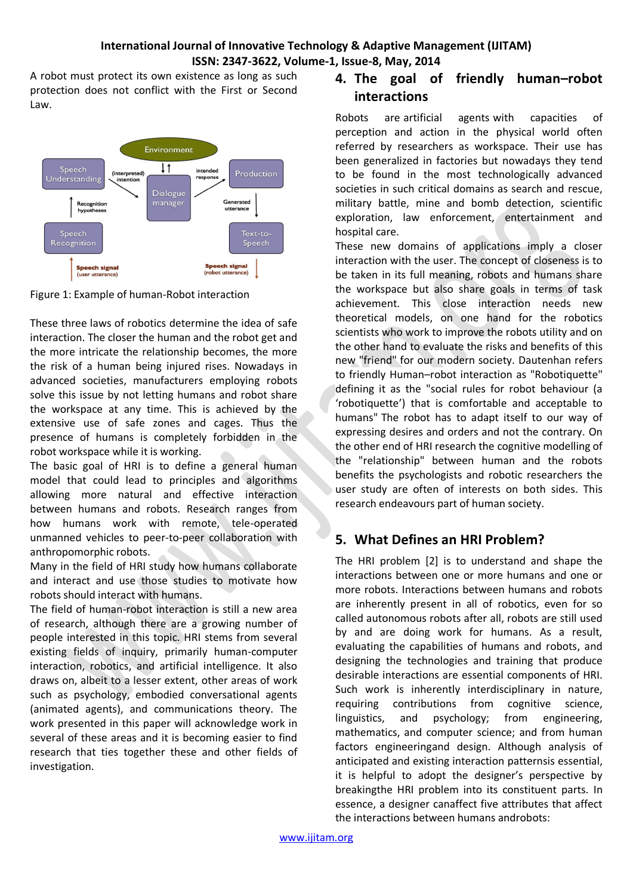A robot must protect its own existence as long as such protection does not conflict with the First or Second Law.

Figure 1: Example of human-Robot interaction

These three laws of robotics determine the idea of safe interaction. The closer the human and the robot get and the more intricate the relationship becomes, the more the risk of a human being injured rises. Nowadays in advanced societies, manufacturers employing robots solve this issue by not letting humans and robot share the workspace at any time. This is achieved by the extensive use of safe zones and cages. Thus the presence of humans is completely forbidden in the robot workspace while it is working.

The basic goal of HRI is to define a general human model that could lead to principles and algorithms allowing more natural and effective interaction between humans and robots. Research ranges from how humans work with remote, tele-operated unmanned vehicles to peer-to-peer collaboration with anthropomorphic robots.

Many in the field of HRI study how humans collaborate and interact and use those studies to motivate how robots should interact with humans.

The field of human-robot interaction is still a new area of research, although there are a growing number of people interested in this topic. HRI stems from several existing fields of inquiry, primarily human-computer interaction, robotics, and artificial intelligence. It also draws on, albeit to a lesser extent, other areas of work such as psychology, embodied conversational agents (animated agents), and communications theory. The work presented in this paper will acknowledge work in several of these areas and it is becoming easier to find research that ties together these and other fields of investigation.

## 4. The goal of friendly human–robot interactions

Robots are artificial agents with capacities of perception and action in the physical world often referred by researchers as workspace. Their use has been generalized in factories but nowadays they tend to be found in the most technologically advanced societies in such critical domains as search and rescue, military battle, mine and bomb detection, scientific exploration, law enforcement, entertainment and hospital care.

These new domains of applications imply a closer interaction with the user. The concept of closeness is to be taken in its full meaning, robots and humans share the workspace but also share goals in terms of task achievement. This close interaction needs new theoretical models, on one hand for the robotics scientists who work to improve the robots utility and on the other hand to evaluate the risks and benefits of this new "friend" for our modern society. Dautenhan refers to friendly Human–robot interaction as "Robotiquette" defining it as the "social rules for robot behaviour (a 'robotiquette') that is comfortable and acceptable to humans" The robot has to adapt itself to our way of expressing desires and orders and not the contrary. On the other end of HRI research the cognitive modelling of the "relationship" between human and the robots benefits the psychologists and robotic researchers the user study are often of interests on both sides. This research endeavours part of human society.

## 5. What Defines an HRI Problem?

The HRI problem [2] is to understand and shape the interactions between one or more humans and one or more robots. Interactions between humans and robots are inherently present in all of robotics, even for so called autonomous robots after all, robots are still used by and are doing work for humans. As a result, evaluating the capabilities of humans and robots, and designing the technologies and training that produce desirable interactions are essential components of HRI. Such work is inherently interdisciplinary in nature, requiring contributions from cognitive science, linguistics, and psychology; from engineering, mathematics, and computer science; and from human factors engineeringand design. Although analysis of anticipated and existing interaction patternsis essential, it is helpful to adopt the designer's perspective by breakingthe HRI problem into its constituent parts. In essence, a designer canaffect five attributes that affect the interactions between humans androbots: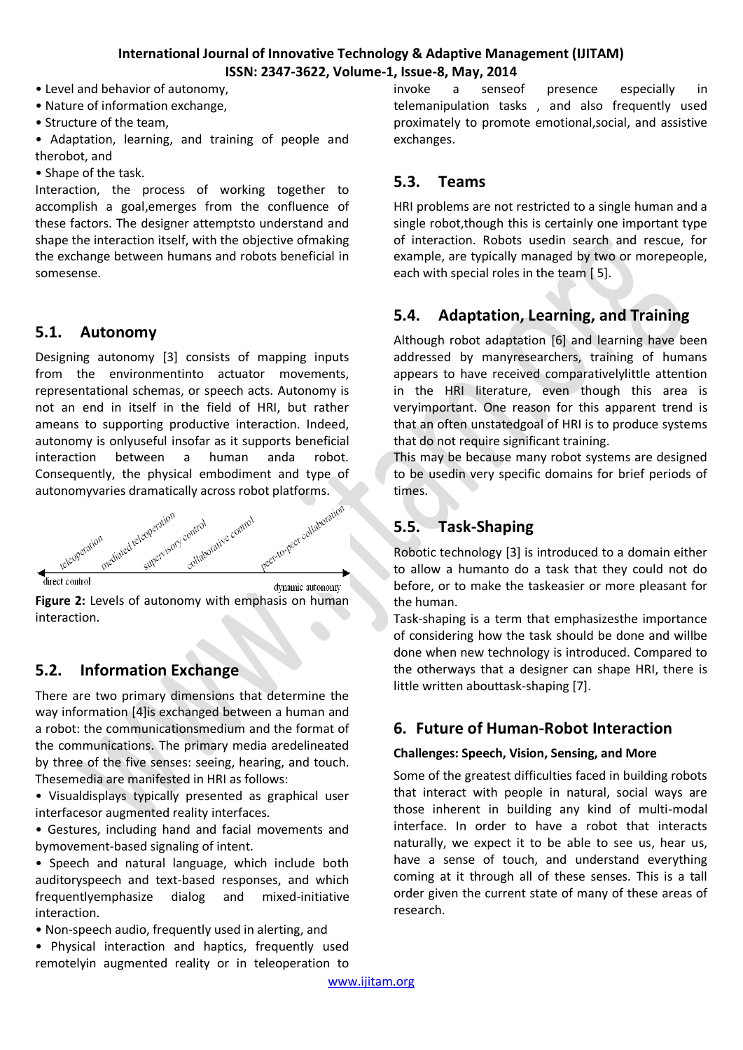- Level and behavior of autonomy,
- Nature of information exchange,
- Structure of the team,
- Adaptation, learning, and training of people and therobot, and
- Shape of the task.

Interaction, the process of working together to accomplish a goal,emerges from the confluence of these factors. The designer attemptsto understand and shape the interaction itself, with the objective ofmaking the exchange between humans and robots beneficial in somesense.

## 5.1. Autonomy

Designing autonomy [3] consists of mapping inputs from the environmentinto actuator movements, representational schemas, or speech acts. Autonomy is not an end in itself in the field of HRI, but rather ameans to supporting productive interaction. Indeed, autonomy is onlyuseful insofar as it supports beneficial interaction between a human anda robot. Consequently, the physical embodiment and type of autonomyvaries dramatically across robot platforms.

teleoperation — mediated teleoperation — supervisory control — collaborative control — peer-to-peer collaboration

direct control ← → dynamic autonomy

**Figure 2:** Levels of autonomy with emphasis on human interaction.

## 5.2. Information Exchange

There are two primary dimensions that determine the way information [4]is exchanged between a human and a robot: the communicationsmedium and the format of the communications. The primary media aredelineated by three of the five senses: seeing, hearing, and touch. Thesemedia are manifested in HRI as follows:

- Visualdisplays typically presented as graphical user interfacesor augmented reality interfaces.
- Gestures, including hand and facial movements and bymovement-based signaling of intent.
- Speech and natural language, which include both auditoryspeech and text-based responses, and which frequentlyemphasize dialog and mixed-initiative interaction.
- Non-speech audio, frequently used in alerting, and
- Physical interaction and haptics, frequently used remotelyin augmented reality or in teleoperation to invoke a senseof presence especially in telemanipulation tasks , and also frequently used proximately to promote emotional,social, and assistive exchanges.

## 5.3. Teams

HRI problems are not restricted to a single human and a single robot,though this is certainly one important type of interaction. Robots usedin search and rescue, for example, are typically managed by two or morepeople, each with special roles in the team [ 5].

## 5.4. Adaptation, Learning, and Training

Although robot adaptation [6] and learning have been addressed by manyresearchers, training of humans appears to have received comparativelylittle attention in the HRI literature, even though this area is veryimportant. One reason for this apparent trend is that an often unstatedgoal of HRI is to produce systems that do not require significant training.

This may be because many robot systems are designed to be usedin very specific domains for brief periods of times.

## 5.5. Task-Shaping

Robotic technology [3] is introduced to a domain either to allow a humanto do a task that they could not do before, or to make the taskeasier or more pleasant for the human.

Task-shaping is a term that emphasizesthe importance of considering how the task should be done and willbe done when new technology is introduced. Compared to the otherways that a designer can shape HRI, there is little written abouttask-shaping [7].

# 6. Future of Human-Robot Interaction

**Challenges: Speech, Vision, Sensing, and More**

Some of the greatest difficulties faced in building robots that interact with people in natural, social ways are those inherent in building any kind of multi-modal interface. In order to have a robot that interacts naturally, we expect it to be able to see us, hear us, have a sense of touch, and understand everything coming at it through all of these senses. This is a tall order given the current state of many of these areas of research.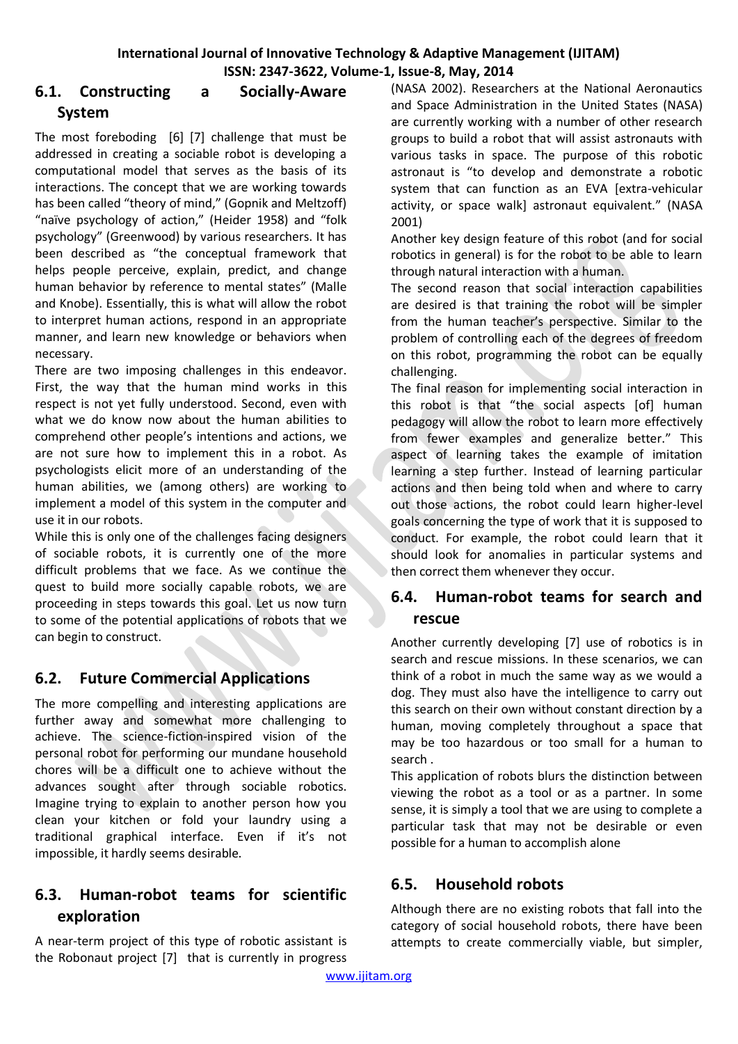## 6.1. Constructing a Socially-Aware System

The most foreboding [6] [7] challenge that must be addressed in creating a sociable robot is developing a computational model that serves as the basis of its interactions. The concept that we are working towards has been called "theory of mind," (Gopnik and Meltzoff) "naïve psychology of action," (Heider 1958) and "folk psychology" (Greenwood) by various researchers. It has been described as "the conceptual framework that helps people perceive, explain, predict, and change human behavior by reference to mental states" (Malle and Knobe). Essentially, this is what will allow the robot to interpret human actions, respond in an appropriate manner, and learn new knowledge or behaviors when necessary.

There are two imposing challenges in this endeavor. First, the way that the human mind works in this respect is not yet fully understood. Second, even with what we do know now about the human abilities to comprehend other people's intentions and actions, we are not sure how to implement this in a robot. As psychologists elicit more of an understanding of the human abilities, we (among others) are working to implement a model of this system in the computer and use it in our robots.

While this is only one of the challenges facing designers of sociable robots, it is currently one of the more difficult problems that we face. As we continue the quest to build more socially capable robots, we are proceeding in steps towards this goal. Let us now turn to some of the potential applications of robots that we can begin to construct.

## 6.2. Future Commercial Applications

The more compelling and interesting applications are further away and somewhat more challenging to achieve. The science-fiction-inspired vision of the personal robot for performing our mundane household chores will be a difficult one to achieve without the advances sought after through sociable robotics. Imagine trying to explain to another person how you clean your kitchen or fold your laundry using a traditional graphical interface. Even if it's not impossible, it hardly seems desirable.

## 6.3. Human-robot teams for scientific exploration

A near-term project of this type of robotic assistant is the Robonaut project [7] that is currently in progress (NASA 2002). Researchers at the National Aeronautics and Space Administration in the United States (NASA) are currently working with a number of other research groups to build a robot that will assist astronauts with various tasks in space. The purpose of this robotic astronaut is "to develop and demonstrate a robotic system that can function as an EVA [extra-vehicular activity, or space walk] astronaut equivalent." (NASA 2001)

Another key design feature of this robot (and for social robotics in general) is for the robot to be able to learn through natural interaction with a human.

The second reason that social interaction capabilities are desired is that training the robot will be simpler from the human teacher's perspective. Similar to the problem of controlling each of the degrees of freedom on this robot, programming the robot can be equally challenging.

The final reason for implementing social interaction in this robot is that "the social aspects [of] human pedagogy will allow the robot to learn more effectively from fewer examples and generalize better." This aspect of learning takes the example of imitation learning a step further. Instead of learning particular actions and then being told when and where to carry out those actions, the robot could learn higher-level goals concerning the type of work that it is supposed to conduct. For example, the robot could learn that it should look for anomalies in particular systems and then correct them whenever they occur.

## 6.4. Human-robot teams for search and rescue

Another currently developing [7] use of robotics is in search and rescue missions. In these scenarios, we can think of a robot in much the same way as we would a dog. They must also have the intelligence to carry out this search on their own without constant direction by a human, moving completely throughout a space that may be too hazardous or too small for a human to search .

This application of robots blurs the distinction between viewing the robot as a tool or as a partner. In some sense, it is simply a tool that we are using to complete a particular task that may not be desirable or even possible for a human to accomplish alone

## 6.5. Household robots

Although there are no existing robots that fall into the category of social household robots, there have been attempts to create commercially viable, but simpler,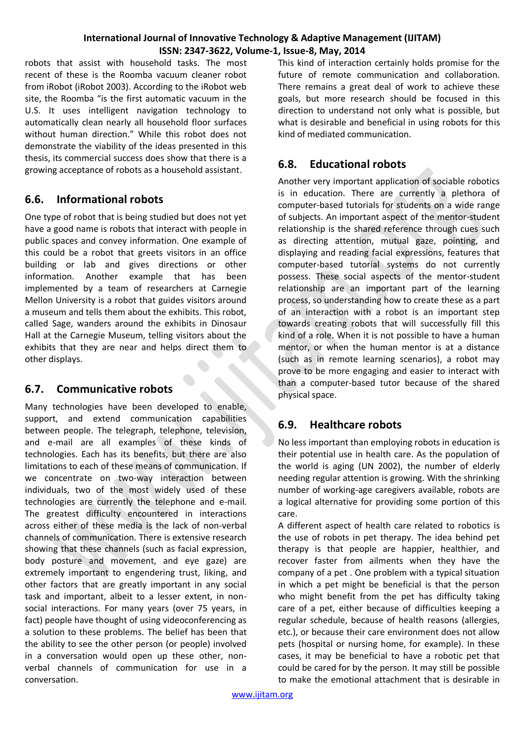robots that assist with household tasks. The most recent of these is the Roomba vacuum cleaner robot from iRobot (iRobot 2003). According to the iRobot web site, the Roomba "is the first automatic vacuum in the U.S. It uses intelligent navigation technology to automatically clean nearly all household floor surfaces without human direction." While this robot does not demonstrate the viability of the ideas presented in this thesis, its commercial success does show that there is a growing acceptance of robots as a household assistant.

## 6.6. Informational robots

One type of robot that is being studied but does not yet have a good name is robots that interact with people in public spaces and convey information. One example of this could be a robot that greets visitors in an office building or lab and gives directions or other information. Another example that has been implemented by a team of researchers at Carnegie Mellon University is a robot that guides visitors around a museum and tells them about the exhibits. This robot, called Sage, wanders around the exhibits in Dinosaur Hall at the Carnegie Museum, telling visitors about the exhibits that they are near and helps direct them to other displays.

## 6.7. Communicative robots

Many technologies have been developed to enable, support, and extend communication capabilities between people. The telegraph, telephone, television, and e-mail are all examples of these kinds of technologies. Each has its benefits, but there are also limitations to each of these means of communication. If we concentrate on two-way interaction between individuals, two of the most widely used of these technologies are currently the telephone and e-mail. The greatest difficulty encountered in interactions across either of these media is the lack of non-verbal channels of communication. There is extensive research showing that these channels (such as facial expression, body posture and movement, and eye gaze) are extremely important to engendering trust, liking, and other factors that are greatly important in any social task and important, albeit to a lesser extent, in non-social interactions. For many years (over 75 years, in fact) people have thought of using videoconferencing as a solution to these problems. The belief has been that the ability to see the other person (or people) involved in a conversation would open up these other, non-verbal channels of communication for use in a conversation.

This kind of interaction certainly holds promise for the future of remote communication and collaboration. There remains a great deal of work to achieve these goals, but more research should be focused in this direction to understand not only what is possible, but what is desirable and beneficial in using robots for this kind of mediated communication.

## 6.8. Educational robots

Another very important application of sociable robotics is in education. There are currently a plethora of computer-based tutorials for students on a wide range of subjects. An important aspect of the mentor-student relationship is the shared reference through cues such as directing attention, mutual gaze, pointing, and displaying and reading facial expressions, features that computer-based tutorial systems do not currently possess. These social aspects of the mentor-student relationship are an important part of the learning process, so understanding how to create these as a part of an interaction with a robot is an important step towards creating robots that will successfully fill this kind of a role. When it is not possible to have a human mentor, or when the human mentor is at a distance (such as in remote learning scenarios), a robot may prove to be more engaging and easier to interact with than a computer-based tutor because of the shared physical space.

## 6.9. Healthcare robots

No less important than employing robots in education is their potential use in health care. As the population of the world is aging (UN 2002), the number of elderly needing regular attention is growing. With the shrinking number of working-age caregivers available, robots are a logical alternative for providing some portion of this care.

A different aspect of health care related to robotics is the use of robots in pet therapy. The idea behind pet therapy is that people are happier, healthier, and recover faster from ailments when they have the company of a pet . One problem with a typical situation in which a pet might be beneficial is that the person who might benefit from the pet has difficulty taking care of a pet, either because of difficulties keeping a regular schedule, because of health reasons (allergies, etc.), or because their care environment does not allow pets (hospital or nursing home, for example). In these cases, it may be beneficial to have a robotic pet that could be cared for by the person. It may still be possible to make the emotional attachment that is desirable in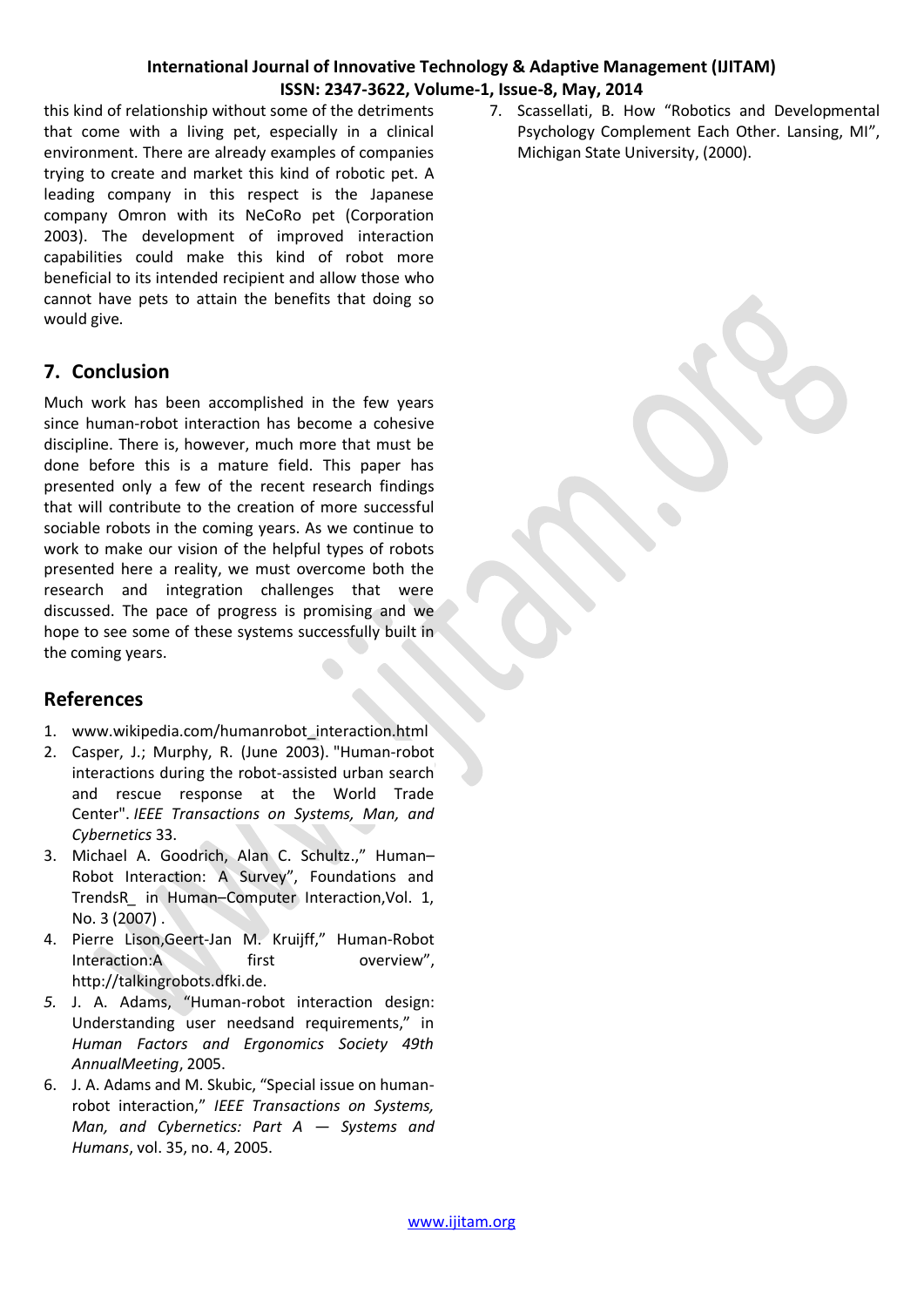this kind of relationship without some of the detriments that come with a living pet, especially in a clinical environment. There are already examples of companies trying to create and market this kind of robotic pet. A leading company in this respect is the Japanese company Omron with its NeCoRo pet (Corporation 2003). The development of improved interaction capabilities could make this kind of robot more beneficial to its intended recipient and allow those who cannot have pets to attain the benefits that doing so would give.

## 7. Conclusion

Much work has been accomplished in the few years since human-robot interaction has become a cohesive discipline. There is, however, much more that must be done before this is a mature field. This paper has presented only a few of the recent research findings that will contribute to the creation of more successful sociable robots in the coming years. As we continue to work to make our vision of the helpful types of robots presented here a reality, we must overcome both the research and integration challenges that were discussed. The pace of progress is promising and we hope to see some of these systems successfully built in the coming years.

## References

1. www.wikipedia.com/humanrobot_interaction.html
2. Casper, J.; Murphy, R. (June 2003). "Human-robot interactions during the robot-assisted urban search and rescue response at the World Trade Center". *IEEE Transactions on Systems, Man, and Cybernetics* 33.
3. Michael A. Goodrich, Alan C. Schultz.," Human–Robot Interaction: A Survey", Foundations and TrendsR_ in Human–Computer Interaction,Vol. 1, No. 3 (2007) .
4. Pierre Lison,Geert-Jan M. Kruijff," Human-Robot Interaction:A first overview", http://talkingrobots.dfki.de.
5. J. A. Adams, "Human-robot interaction design: Understanding user needsand requirements," in *Human Factors and Ergonomics Society 49th AnnualMeeting*, 2005.
6. J. A. Adams and M. Skubic, "Special issue on human-robot interaction," *IEEE Transactions on Systems, Man, and Cybernetics: Part A — Systems and Humans*, vol. 35, no. 4, 2005.
7. Scassellati, B. How "Robotics and Developmental Psychology Complement Each Other. Lansing, MI", Michigan State University, (2000).